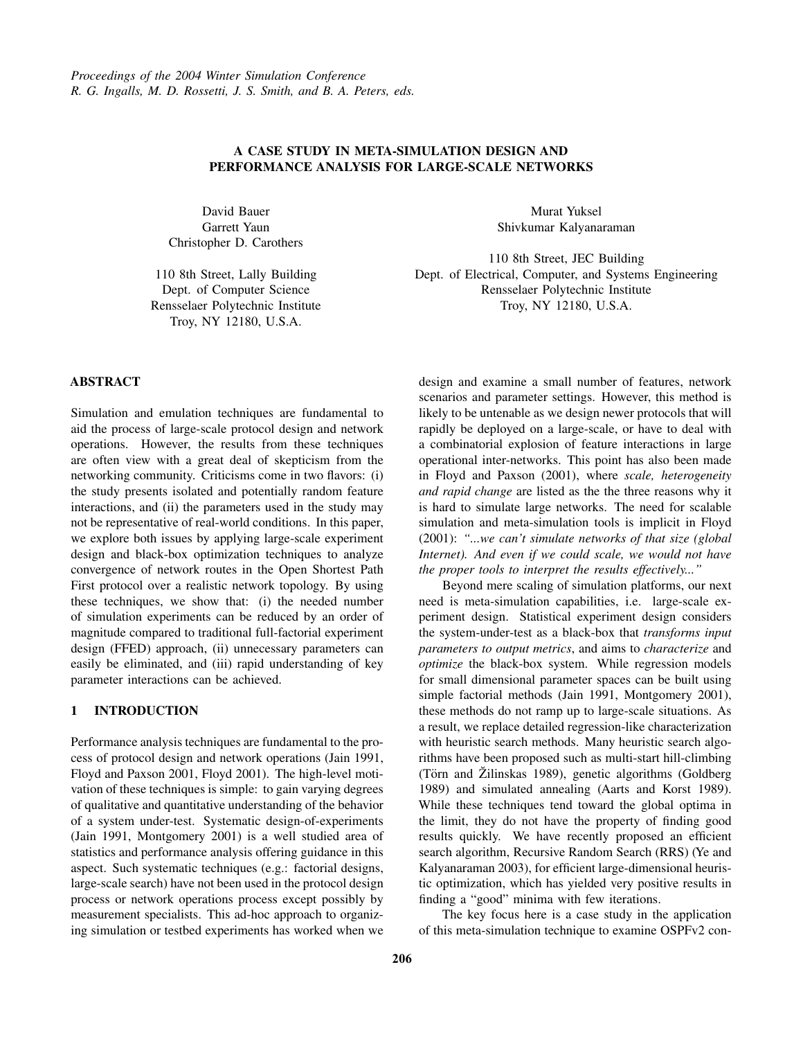# A CASE STUDY IN META-SIMULATION DESIGN AND PERFORMANCE ANALYSIS FOR LARGE-SCALE NETWORKS

David Bauer
Garrett Yaun
Christopher D. Carothers

110 8th Street, Lally Building
Dept. of Computer Science
Rensselaer Polytechnic Institute
Troy, NY 12180, U.S.A.

Murat Yuksel
Shivkumar Kalyanaraman

110 8th Street, JEC Building
Dept. of Electrical, Computer, and Systems Engineering
Rensselaer Polytechnic Institute
Troy, NY 12180, U.S.A.

## ABSTRACT

Simulation and emulation techniques are fundamental to aid the process of large-scale protocol design and network operations. However, the results from these techniques are often view with a great deal of skepticism from the networking community. Criticisms come in two flavors: (i) the study presents isolated and potentially random feature interactions, and (ii) the parameters used in the study may not be representative of real-world conditions. In this paper, we explore both issues by applying large-scale experiment design and black-box optimization techniques to analyze convergence of network routes in the Open Shortest Path First protocol over a realistic network topology. By using these techniques, we show that: (i) the needed number of simulation experiments can be reduced by an order of magnitude compared to traditional full-factorial experiment design (FFED) approach, (ii) unnecessary parameters can easily be eliminated, and (iii) rapid understanding of key parameter interactions can be achieved.

## 1 INTRODUCTION

Performance analysis techniques are fundamental to the process of protocol design and network operations (Jain 1991, Floyd and Paxson 2001, Floyd 2001). The high-level motivation of these techniques is simple: to gain varying degrees of qualitative and quantitative understanding of the behavior of a system under-test. Systematic design-of-experiments (Jain 1991, Montgomery 2001) is a well studied area of statistics and performance analysis offering guidance in this aspect. Such systematic techniques (e.g.: factorial designs, large-scale search) have not been used in the protocol design process or network operations process except possibly by measurement specialists. This ad-hoc approach to organizing simulation or testbed experiments has worked when we design and examine a small number of features, network scenarios and parameter settings. However, this method is likely to be untenable as we design newer protocols that will rapidly be deployed on a large-scale, or have to deal with a combinatorial explosion of feature interactions in large operational inter-networks. This point has also been made in Floyd and Paxson (2001), where *scale, heterogeneity and rapid change* are listed as the the three reasons why it is hard to simulate large networks. The need for scalable simulation and meta-simulation tools is implicit in Floyd (2001): *"...we can't simulate networks of that size (global Internet). And even if we could scale, we would not have the proper tools to interpret the results effectively..."*

Beyond mere scaling of simulation platforms, our next need is meta-simulation capabilities, i.e. large-scale experiment design. Statistical experiment design considers the system-under-test as a black-box that *transforms input parameters to output metrics*, and aims to *characterize* and *optimize* the black-box system. While regression models for small dimensional parameter spaces can be built using simple factorial methods (Jain 1991, Montgomery 2001), these methods do not ramp up to large-scale situations. As a result, we replace detailed regression-like characterization with heuristic search methods. Many heuristic search algorithms have been proposed such as multi-start hill-climbing (Törn and Žilinskas 1989), genetic algorithms (Goldberg 1989) and simulated annealing (Aarts and Korst 1989). While these techniques tend toward the global optima in the limit, they do not have the property of finding good results quickly. We have recently proposed an efficient search algorithm, Recursive Random Search (RRS) (Ye and Kalyanaraman 2003), for efficient large-dimensional heuristic optimization, which has yielded very positive results in finding a "good" minima with few iterations.

The key focus here is a case study in the application of this meta-simulation technique to examine OSPFv2 con-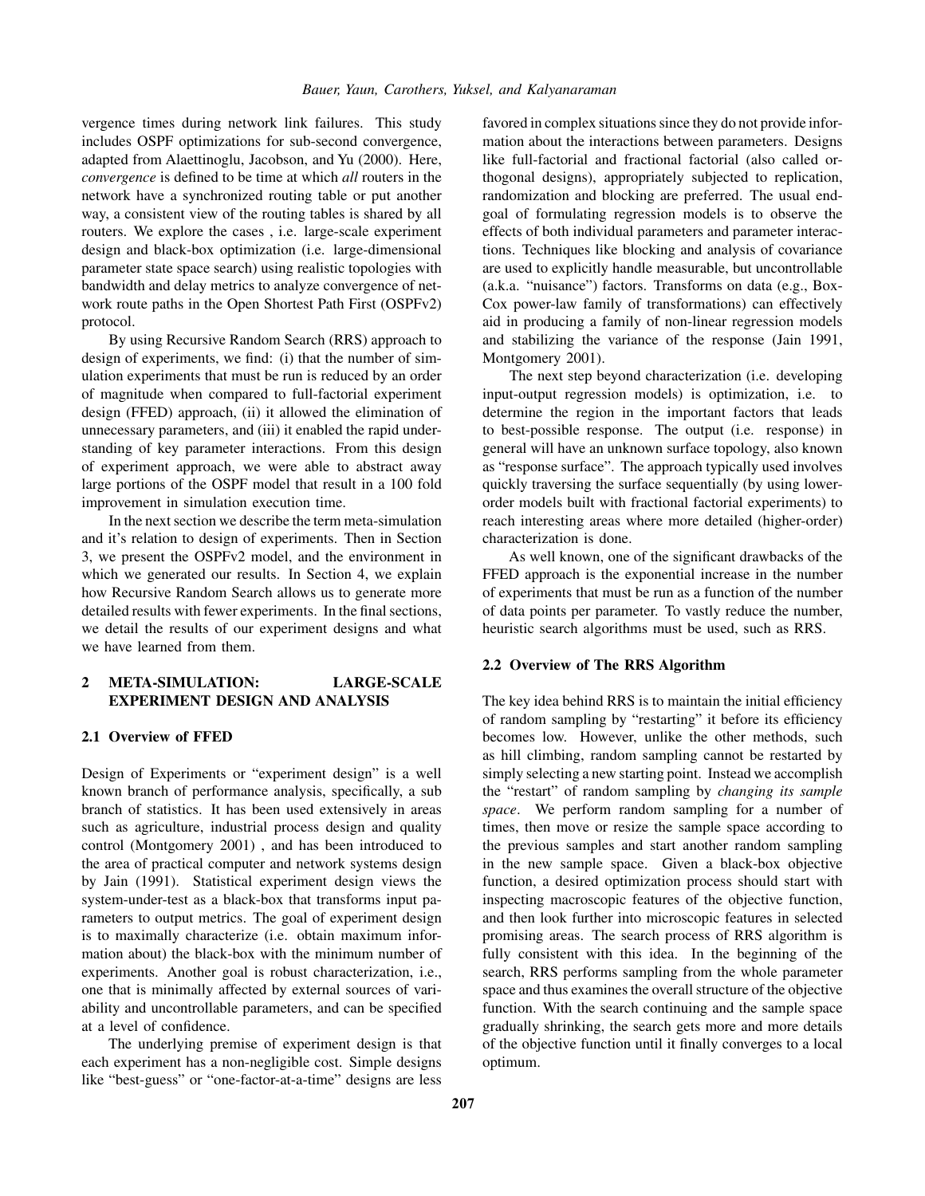vergence times during network link failures. This study includes OSPF optimizations for sub-second convergence, adapted from Alaettinoglu, Jacobson, and Yu (2000). Here, *convergence* is defined to be time at which *all* routers in the network have a synchronized routing table or put another way, a consistent view of the routing tables is shared by all routers. We explore the cases , i.e. large-scale experiment design and black-box optimization (i.e. large-dimensional parameter state space search) using realistic topologies with bandwidth and delay metrics to analyze convergence of network route paths in the Open Shortest Path First (OSPFv2) protocol.

By using Recursive Random Search (RRS) approach to design of experiments, we find: (i) that the number of simulation experiments that must be run is reduced by an order of magnitude when compared to full-factorial experiment design (FFED) approach, (ii) it allowed the elimination of unnecessary parameters, and (iii) it enabled the rapid understanding of key parameter interactions. From this design of experiment approach, we were able to abstract away large portions of the OSPF model that result in a 100 fold improvement in simulation execution time.

In the next section we describe the term meta-simulation and it's relation to design of experiments. Then in Section 3, we present the OSPFv2 model, and the environment in which we generated our results. In Section 4, we explain how Recursive Random Search allows us to generate more detailed results with fewer experiments. In the final sections, we detail the results of our experiment designs and what we have learned from them.

## 2 META-SIMULATION: LARGE-SCALE EXPERIMENT DESIGN AND ANALYSIS

### 2.1 Overview of FFED

Design of Experiments or "experiment design" is a well known branch of performance analysis, specifically, a sub branch of statistics. It has been used extensively in areas such as agriculture, industrial process design and quality control (Montgomery 2001) , and has been introduced to the area of practical computer and network systems design by Jain (1991). Statistical experiment design views the system-under-test as a black-box that transforms input parameters to output metrics. The goal of experiment design is to maximally characterize (i.e. obtain maximum information about) the black-box with the minimum number of experiments. Another goal is robust characterization, i.e., one that is minimally affected by external sources of variability and uncontrollable parameters, and can be specified at a level of confidence.

The underlying premise of experiment design is that each experiment has a non-negligible cost. Simple designs like "best-guess" or "one-factor-at-a-time" designs are less favored in complex situations since they do not provide information about the interactions between parameters. Designs like full-factorial and fractional factorial (also called orthogonal designs), appropriately subjected to replication, randomization and blocking are preferred. The usual end-goal of formulating regression models is to observe the effects of both individual parameters and parameter interactions. Techniques like blocking and analysis of covariance are used to explicitly handle measurable, but uncontrollable (a.k.a. "nuisance") factors. Transforms on data (e.g., Box-Cox power-law family of transformations) can effectively aid in producing a family of non-linear regression models and stabilizing the variance of the response (Jain 1991, Montgomery 2001).

The next step beyond characterization (i.e. developing input-output regression models) is optimization, i.e. to determine the region in the important factors that leads to best-possible response. The output (i.e. response) in general will have an unknown surface topology, also known as "response surface". The approach typically used involves quickly traversing the surface sequentially (by using lower-order models built with fractional factorial experiments) to reach interesting areas where more detailed (higher-order) characterization is done.

As well known, one of the significant drawbacks of the FFED approach is the exponential increase in the number of experiments that must be run as a function of the number of data points per parameter. To vastly reduce the number, heuristic search algorithms must be used, such as RRS.

### 2.2 Overview of The RRS Algorithm

The key idea behind RRS is to maintain the initial efficiency of random sampling by "restarting" it before its efficiency becomes low. However, unlike the other methods, such as hill climbing, random sampling cannot be restarted by simply selecting a new starting point. Instead we accomplish the "restart" of random sampling by *changing its sample space*. We perform random sampling for a number of times, then move or resize the sample space according to the previous samples and start another random sampling in the new sample space. Given a black-box objective function, a desired optimization process should start with inspecting macroscopic features of the objective function, and then look further into microscopic features in selected promising areas. The search process of RRS algorithm is fully consistent with this idea. In the beginning of the search, RRS performs sampling from the whole parameter space and thus examines the overall structure of the objective function. With the search continuing and the sample space gradually shrinking, the search gets more and more details of the objective function until it finally converges to a local optimum.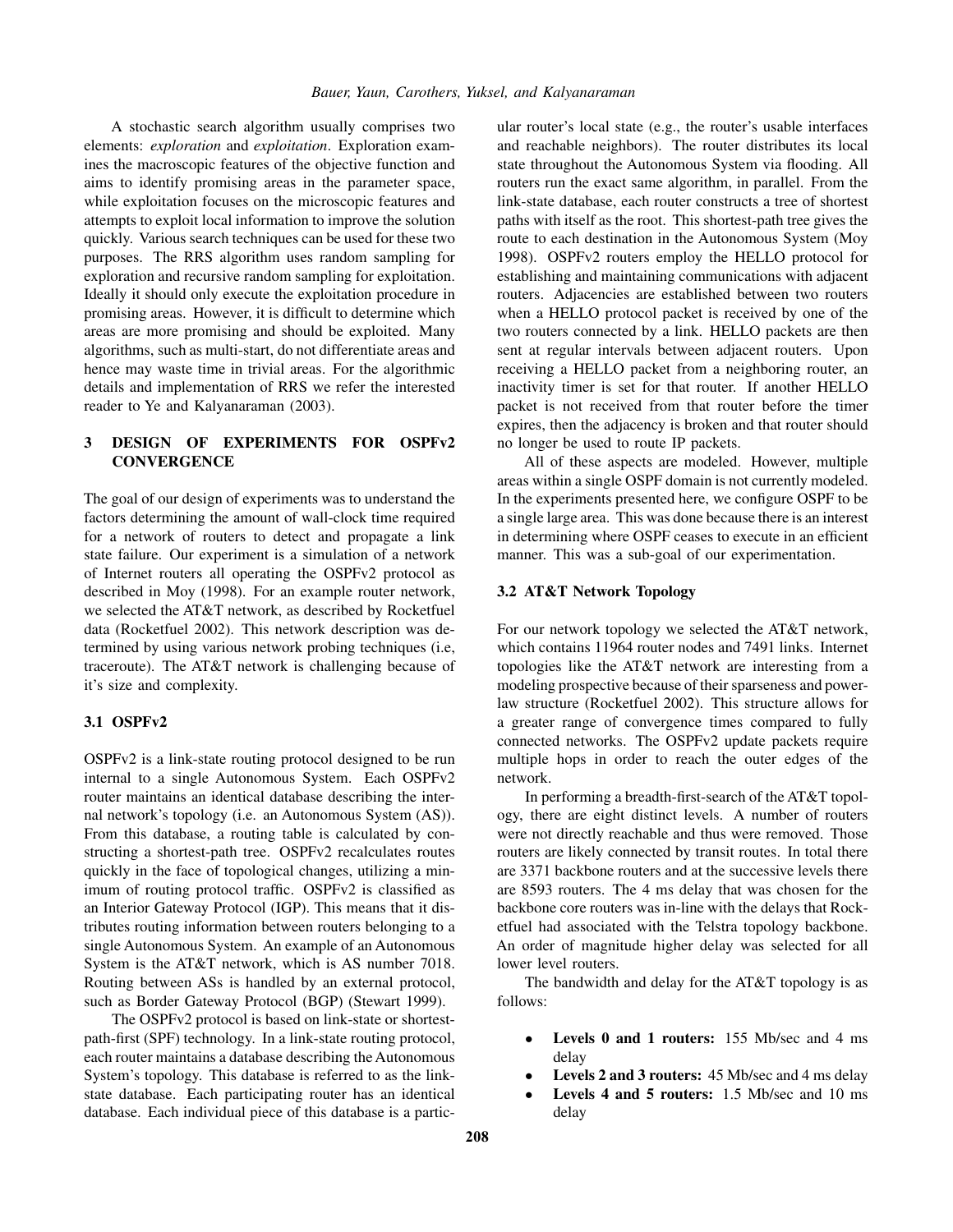A stochastic search algorithm usually comprises two elements: *exploration* and *exploitation*. Exploration examines the macroscopic features of the objective function and aims to identify promising areas in the parameter space, while exploitation focuses on the microscopic features and attempts to exploit local information to improve the solution quickly. Various search techniques can be used for these two purposes. The RRS algorithm uses random sampling for exploration and recursive random sampling for exploitation. Ideally it should only execute the exploitation procedure in promising areas. However, it is difficult to determine which areas are more promising and should be exploited. Many algorithms, such as multi-start, do not differentiate areas and hence may waste time in trivial areas. For the algorithmic details and implementation of RRS we refer the interested reader to Ye and Kalyanaraman (2003).

## 3 DESIGN OF EXPERIMENTS FOR OSPFv2 CONVERGENCE

The goal of our design of experiments was to understand the factors determining the amount of wall-clock time required for a network of routers to detect and propagate a link state failure. Our experiment is a simulation of a network of Internet routers all operating the OSPFv2 protocol as described in Moy (1998). For an example router network, we selected the AT&T network, as described by Rocketfuel data (Rocketfuel 2002). This network description was determined by using various network probing techniques (i.e, traceroute). The AT&T network is challenging because of it's size and complexity.

### 3.1 OSPFv2

OSPFv2 is a link-state routing protocol designed to be run internal to a single Autonomous System. Each OSPFv2 router maintains an identical database describing the internal network's topology (i.e. an Autonomous System (AS)). From this database, a routing table is calculated by constructing a shortest-path tree. OSPFv2 recalculates routes quickly in the face of topological changes, utilizing a minimum of routing protocol traffic. OSPFv2 is classified as an Interior Gateway Protocol (IGP). This means that it distributes routing information between routers belonging to a single Autonomous System. An example of an Autonomous System is the AT&T network, which is AS number 7018. Routing between ASs is handled by an external protocol, such as Border Gateway Protocol (BGP) (Stewart 1999).

The OSPFv2 protocol is based on link-state or shortest-path-first (SPF) technology. In a link-state routing protocol, each router maintains a database describing the Autonomous System's topology. This database is referred to as the link-state database. Each participating router has an identical database. Each individual piece of this database is a particular router's local state (e.g., the router's usable interfaces and reachable neighbors). The router distributes its local state throughout the Autonomous System via flooding. All routers run the exact same algorithm, in parallel. From the link-state database, each router constructs a tree of shortest paths with itself as the root. This shortest-path tree gives the route to each destination in the Autonomous System (Moy 1998). OSPFv2 routers employ the HELLO protocol for establishing and maintaining communications with adjacent routers. Adjacencies are established between two routers when a HELLO protocol packet is received by one of the two routers connected by a link. HELLO packets are then sent at regular intervals between adjacent routers. Upon receiving a HELLO packet from a neighboring router, an inactivity timer is set for that router. If another HELLO packet is not received from that router before the timer expires, then the adjacency is broken and that router should no longer be used to route IP packets.

All of these aspects are modeled. However, multiple areas within a single OSPF domain is not currently modeled. In the experiments presented here, we configure OSPF to be a single large area. This was done because there is an interest in determining where OSPF ceases to execute in an efficient manner. This was a sub-goal of our experimentation.

### 3.2 AT&T Network Topology

For our network topology we selected the AT&T network, which contains 11964 router nodes and 7491 links. Internet topologies like the AT&T network are interesting from a modeling prospective because of their sparseness and power-law structure (Rocketfuel 2002). This structure allows for a greater range of convergence times compared to fully connected networks. The OSPFv2 update packets require multiple hops in order to reach the outer edges of the network.

In performing a breadth-first-search of the AT&T topology, there are eight distinct levels. A number of routers were not directly reachable and thus were removed. Those routers are likely connected by transit routes. In total there are 3371 backbone routers and at the successive levels there are 8593 routers. The 4 ms delay that was chosen for the backbone core routers was in-line with the delays that Rocketfuel had associated with the Telstra topology backbone. An order of magnitude higher delay was selected for all lower level routers.

The bandwidth and delay for the AT&T topology is as follows:

- **Levels 0 and 1 routers:** 155 Mb/sec and 4 ms delay
- **Levels 2 and 3 routers:** 45 Mb/sec and 4 ms delay
- **Levels 4 and 5 routers:** 1.5 Mb/sec and 10 ms delay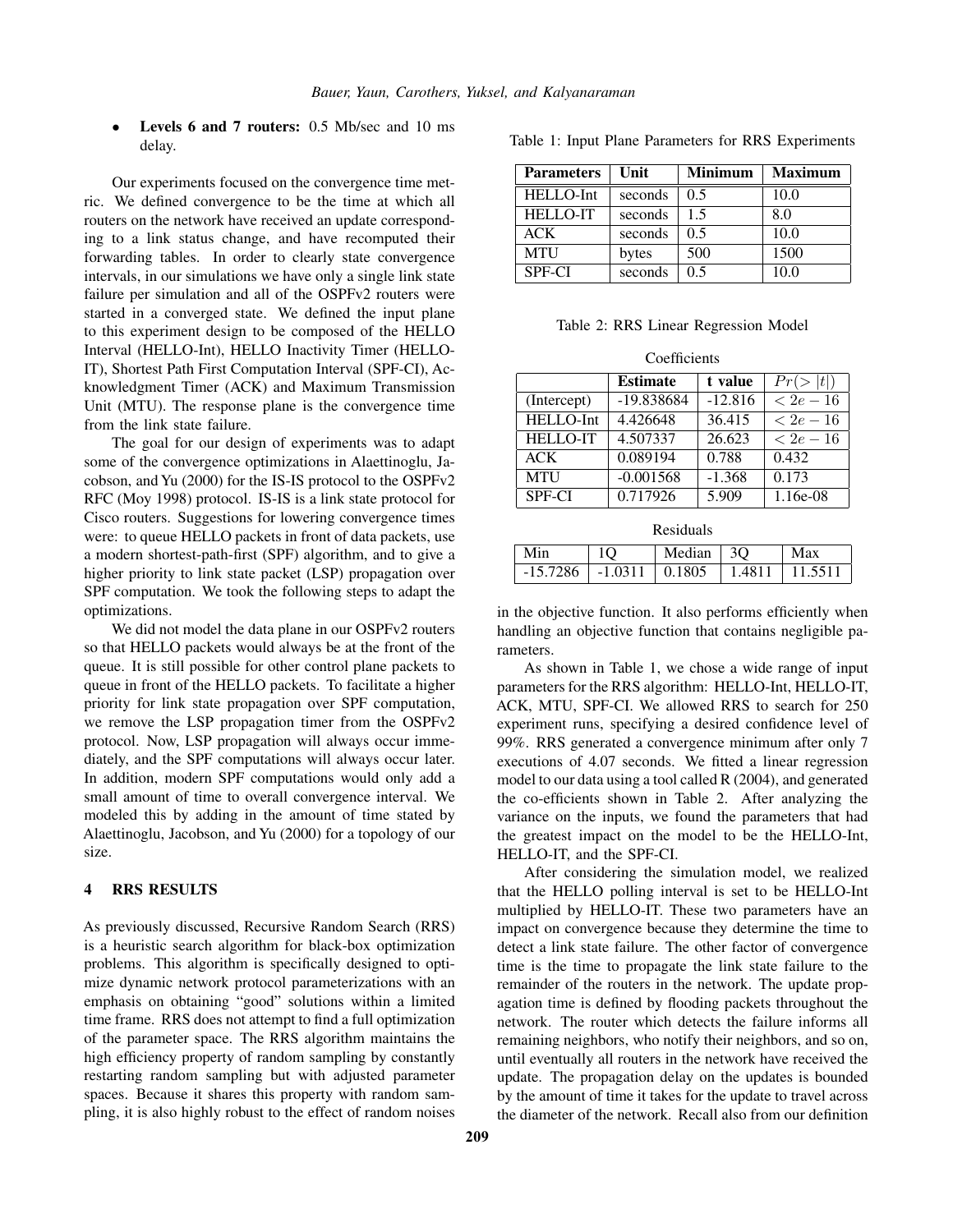- **Levels 6 and 7 routers:** 0.5 Mb/sec and 10 ms delay.

Our experiments focused on the convergence time metric. We defined convergence to be the time at which all routers on the network have received an update corresponding to a link status change, and have recomputed their forwarding tables. In order to clearly state convergence intervals, in our simulations we have only a single link state failure per simulation and all of the OSPFv2 routers were started in a converged state. We defined the input plane to this experiment design to be composed of the HELLO Interval (HELLO-Int), HELLO Inactivity Timer (HELLO-IT), Shortest Path First Computation Interval (SPF-CI), Acknowledgment Timer (ACK) and Maximum Transmission Unit (MTU). The response plane is the convergence time from the link state failure.

The goal for our design of experiments was to adapt some of the convergence optimizations in Alaettinoglu, Jacobson, and Yu (2000) for the IS-IS protocol to the OSPFv2 RFC (Moy 1998) protocol. IS-IS is a link state protocol for Cisco routers. Suggestions for lowering convergence times were: to queue HELLO packets in front of data packets, use a modern shortest-path-first (SPF) algorithm, and to give a higher priority to link state packet (LSP) propagation over SPF computation. We took the following steps to adapt the optimizations.

We did not model the data plane in our OSPFv2 routers so that HELLO packets would always be at the front of the queue. It is still possible for other control plane packets to queue in front of the HELLO packets. To facilitate a higher priority for link state propagation over SPF computation, we remove the LSP propagation timer from the OSPFv2 protocol. Now, LSP propagation will always occur immediately, and the SPF computations will always occur later. In addition, modern SPF computations would only add a small amount of time to overall convergence interval. We modeled this by adding in the amount of time stated by Alaettinoglu, Jacobson, and Yu (2000) for a topology of our size.

## 4 RRS RESULTS

As previously discussed, Recursive Random Search (RRS) is a heuristic search algorithm for black-box optimization problems. This algorithm is specifically designed to optimize dynamic network protocol parameterizations with an emphasis on obtaining "good" solutions within a limited time frame. RRS does not attempt to find a full optimization of the parameter space. The RRS algorithm maintains the high efficiency property of random sampling by constantly restarting random sampling but with adjusted parameter spaces. Because it shares this property with random sampling, it is also highly robust to the effect of random noises in the objective function. It also performs efficiently when handling an objective function that contains negligible parameters.

Table 1: Input Plane Parameters for RRS Experiments

| Parameters | Unit | Minimum | Maximum |
|---|---|---|---|
| HELLO-Int | seconds | 0.5 | 10.0 |
| HELLO-IT | seconds | 1.5 | 8.0 |
| ACK | seconds | 0.5 | 10.0 |
| MTU | bytes | 500 | 1500 |
| SPF-CI | seconds | 0.5 | 10.0 |

Table 2: RRS Linear Regression Model

Coefficients

| | Estimate | t value | $Pr(>\|t\|)$ |
|---|---|---|---|
| (Intercept) | -19.838684 | -12.816 | $< 2e-16$ |
| HELLO-Int | 4.426648 | 36.415 | $< 2e-16$ |
| HELLO-IT | 4.507337 | 26.623 | $< 2e-16$ |
| ACK | 0.089194 | 0.788 | 0.432 |
| MTU | -0.001568 | -1.368 | 0.173 |
| SPF-CI | 0.717926 | 5.909 | 1.16e-08 |

Residuals

| Min | 1Q | Median | 3Q | Max |
|---|---|---|---|---|
| -15.7286 | -1.0311 | 0.1805 | 1.4811 | 11.5511 |

As shown in Table 1, we chose a wide range of input parameters for the RRS algorithm: HELLO-Int, HELLO-IT, ACK, MTU, SPF-CI. We allowed RRS to search for 250 experiment runs, specifying a desired confidence level of 99%. RRS generated a convergence minimum after only 7 executions of 4.07 seconds. We fitted a linear regression model to our data using a tool called R (2004), and generated the co-efficients shown in Table 2. After analyzing the variance on the inputs, we found the parameters that had the greatest impact on the model to be the HELLO-Int, HELLO-IT, and the SPF-CI.

After considering the simulation model, we realized that the HELLO polling interval is set to be HELLO-Int multiplied by HELLO-IT. These two parameters have an impact on convergence because they determine the time to detect a link state failure. The other factor of convergence time is the time to propagate the link state failure to the remainder of the routers in the network. The update propagation time is defined by flooding packets throughout the network. The router which detects the failure informs all remaining neighbors, who notify their neighbors, and so on, until eventually all routers in the network have received the update. The propagation delay on the updates is bounded by the amount of time it takes for the update to travel across the diameter of the network. Recall also from our definition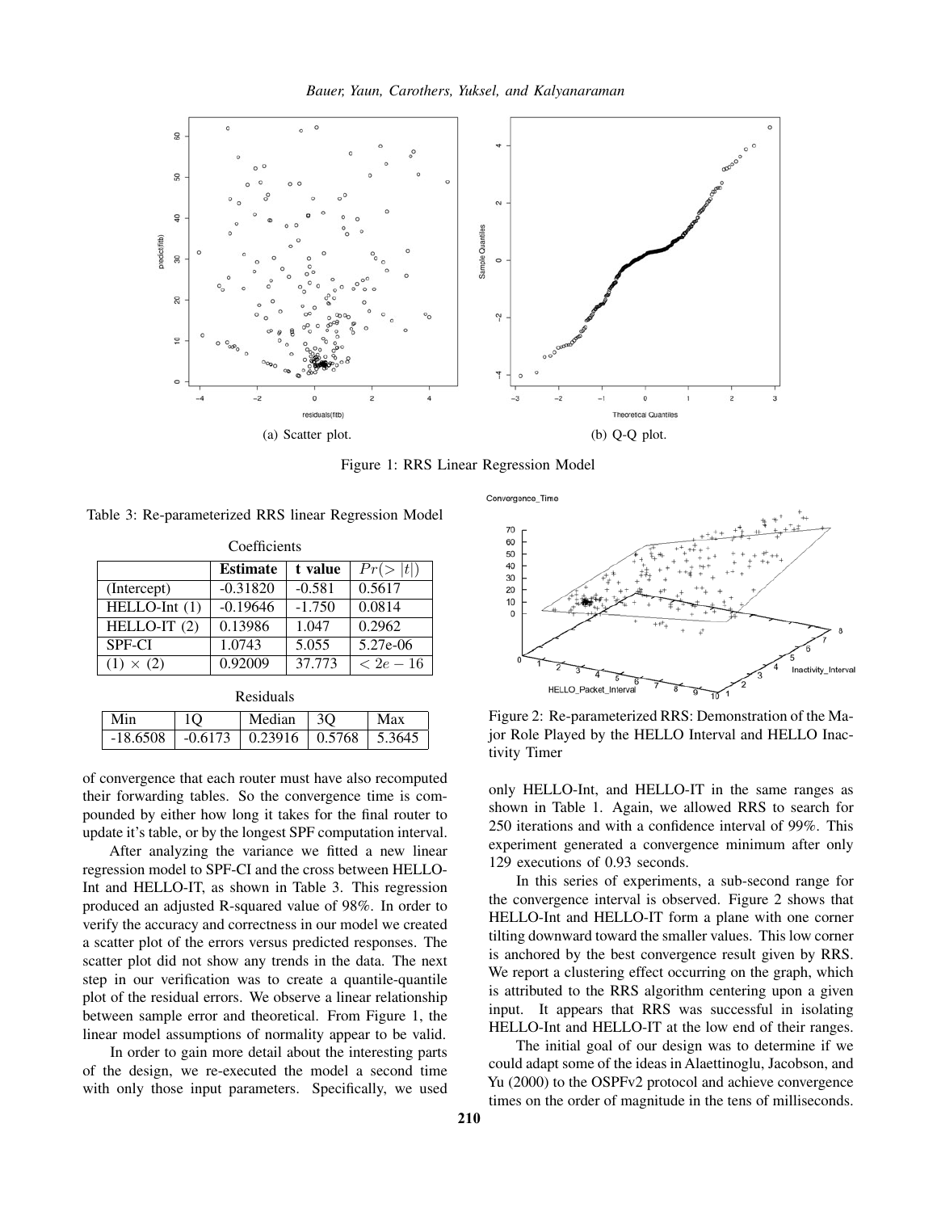(a) Scatter plot.

(b) Q-Q plot.

Figure 1: RRS Linear Regression Model

Table 3: Re-parameterized RRS linear Regression Model

Coefficients

| | **Estimate** | **t value** | $Pr(>\|t\|)$ |
|---|---|---|---|
| (Intercept) | -0.31820 | -0.581 | 0.5617 |
| HELLO-Int (1) | -0.19646 | -1.750 | 0.0814 |
| HELLO-IT (2) | 0.13986 | 1.047 | 0.2962 |
| SPF-CI | 1.0743 | 5.055 | 5.27e-06 |
| $(1) \times (2)$ | 0.92009 | 37.773 | $< 2e-16$ |

Residuals

| Min | 1Q | Median | 3Q | Max |
|---|---|---|---|---|
| -18.6508 | -0.6173 | 0.23916 | 0.5768 | 5.3645 |

of convergence that each router must have also recomputed their forwarding tables. So the convergence time is compounded by either how long it takes for the final router to update it's table, or by the longest SPF computation interval.

After analyzing the variance we fitted a new linear regression model to SPF-CI and the cross between HELLO-Int and HELLO-IT, as shown in Table 3. This regression produced an adjusted R-squared value of 98%. In order to verify the accuracy and correctness in our model we created a scatter plot of the errors versus predicted responses. The scatter plot did not show any trends in the data. The next step in our verification was to create a quantile-quantile plot of the residual errors. We observe a linear relationship between sample error and theoretical. From Figure 1, the linear model assumptions of normality appear to be valid.

In order to gain more detail about the interesting parts of the design, we re-executed the model a second time with only those input parameters. Specifically, we used only HELLO-Int, and HELLO-IT in the same ranges as shown in Table 1. Again, we allowed RRS to search for 250 iterations and with a confidence interval of 99%. This experiment generated a convergence minimum after only 129 executions of 0.93 seconds.

Figure 2: Re-parameterized RRS: Demonstration of the Major Role Played by the HELLO Interval and HELLO Inactivity Timer

In this series of experiments, a sub-second range for the convergence interval is observed. Figure 2 shows that HELLO-Int and HELLO-IT form a plane with one corner tilting downward toward the smaller values. This low corner is anchored by the best convergence result given by RRS. We report a clustering effect occurring on the graph, which is attributed to the RRS algorithm centering upon a given input. It appears that RRS was successful in isolating HELLO-Int and HELLO-IT at the low end of their ranges.

The initial goal of our design was to determine if we could adapt some of the ideas in Alaettinoglu, Jacobson, and Yu (2000) to the OSPFv2 protocol and achieve convergence times on the order of magnitude in the tens of milliseconds.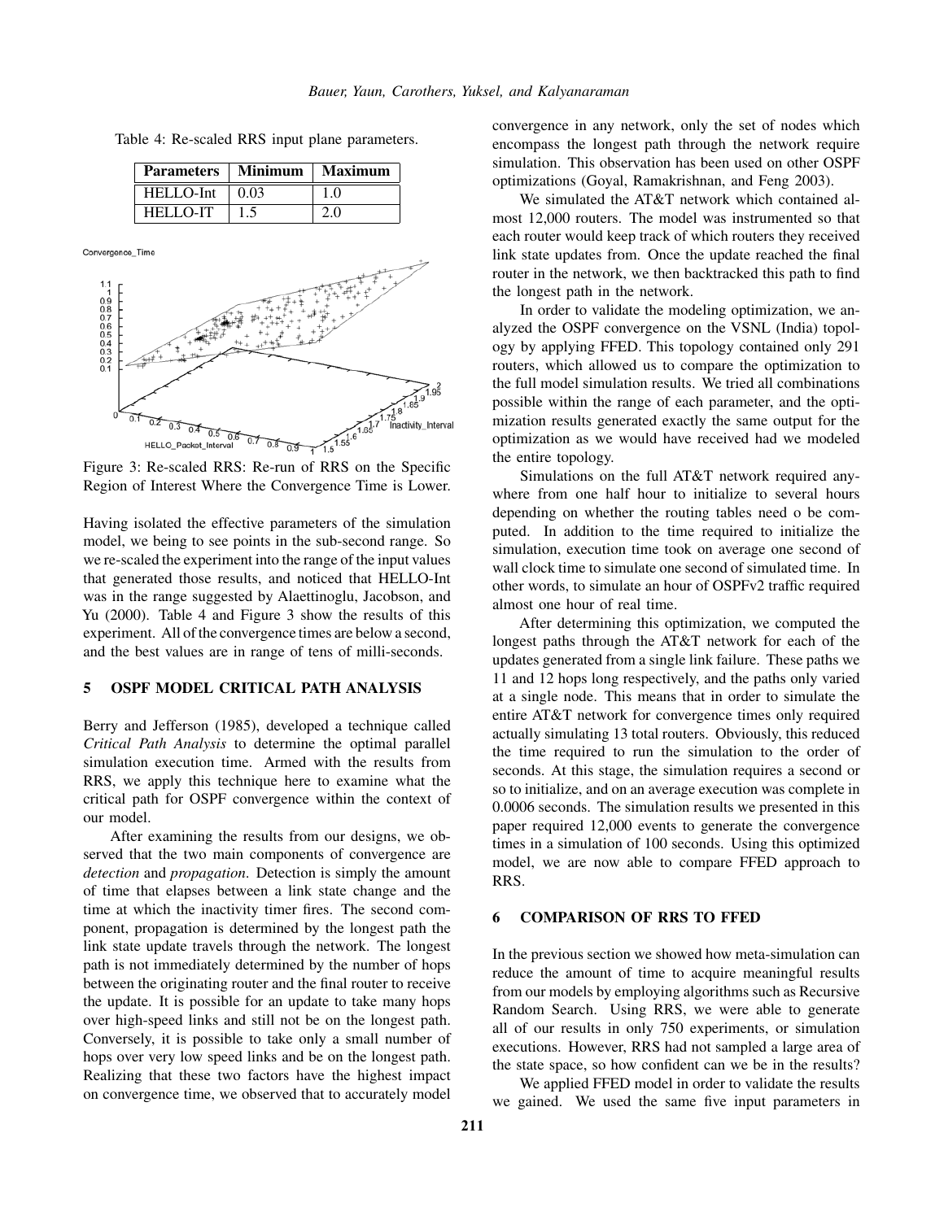Table 4: Re-scaled RRS input plane parameters.

| Parameters | Minimum | Maximum |
| --- | --- | --- |
| HELLO-Int | 0.03 | 1.0 |
| HELLO-IT | 1.5 | 2.0 |

Figure 3: Re-scaled RRS: Re-run of RRS on the Specific Region of Interest Where the Convergence Time is Lower.

Having isolated the effective parameters of the simulation model, we being to see points in the sub-second range. So we re-scaled the experiment into the range of the input values that generated those results, and noticed that HELLO-Int was in the range suggested by Alaettinoglu, Jacobson, and Yu (2000). Table 4 and Figure 3 show the results of this experiment. All of the convergence times are below a second, and the best values are in range of tens of milli-seconds.

## 5 OSPF MODEL CRITICAL PATH ANALYSIS

Berry and Jefferson (1985), developed a technique called *Critical Path Analysis* to determine the optimal parallel simulation execution time. Armed with the results from RRS, we apply this technique here to examine what the critical path for OSPF convergence within the context of our model.

After examining the results from our designs, we observed that the two main components of convergence are *detection* and *propagation*. Detection is simply the amount of time that elapses between a link state change and the time at which the inactivity timer fires. The second component, propagation is determined by the longest path the link state update travels through the network. The longest path is not immediately determined by the number of hops between the originating router and the final router to receive the update. It is possible for an update to take many hops over high-speed links and still not be on the longest path. Conversely, it is possible to take only a small number of hops over very low speed links and be on the longest path. Realizing that these two factors have the highest impact on convergence time, we observed that to accurately model convergence in any network, only the set of nodes which encompass the longest path through the network require simulation. This observation has been used on other OSPF optimizations (Goyal, Ramakrishnan, and Feng 2003).

We simulated the AT&T network which contained almost 12,000 routers. The model was instrumented so that each router would keep track of which routers they received link state updates from. Once the update reached the final router in the network, we then backtracked this path to find the longest path in the network.

In order to validate the modeling optimization, we analyzed the OSPF convergence on the VSNL (India) topology by applying FFED. This topology contained only 291 routers, which allowed us to compare the optimization to the full model simulation results. We tried all combinations possible within the range of each parameter, and the optimization results generated exactly the same output for the optimization as we would have received had we modeled the entire topology.

Simulations on the full AT&T network required anywhere from one half hour to initialize to several hours depending on whether the routing tables need o be computed. In addition to the time required to initialize the simulation, execution time took on average one second of wall clock time to simulate one second of simulated time. In other words, to simulate an hour of OSPFv2 traffic required almost one hour of real time.

After determining this optimization, we computed the longest paths through the AT&T network for each of the updates generated from a single link failure. These paths we 11 and 12 hops long respectively, and the paths only varied at a single node. This means that in order to simulate the entire AT&T network for convergence times only required actually simulating 13 total routers. Obviously, this reduced the time required to run the simulation to the order of seconds. At this stage, the simulation requires a second or so to initialize, and on an average execution was complete in 0.0006 seconds. The simulation results we presented in this paper required 12,000 events to generate the convergence times in a simulation of 100 seconds. Using this optimized model, we are now able to compare FFED approach to RRS.

## 6 COMPARISON OF RRS TO FFED

In the previous section we showed how meta-simulation can reduce the amount of time to acquire meaningful results from our models by employing algorithms such as Recursive Random Search. Using RRS, we were able to generate all of our results in only 750 experiments, or simulation executions. However, RRS had not sampled a large area of the state space, so how confident can we be in the results?

We applied FFED model in order to validate the results we gained. We used the same five input parameters in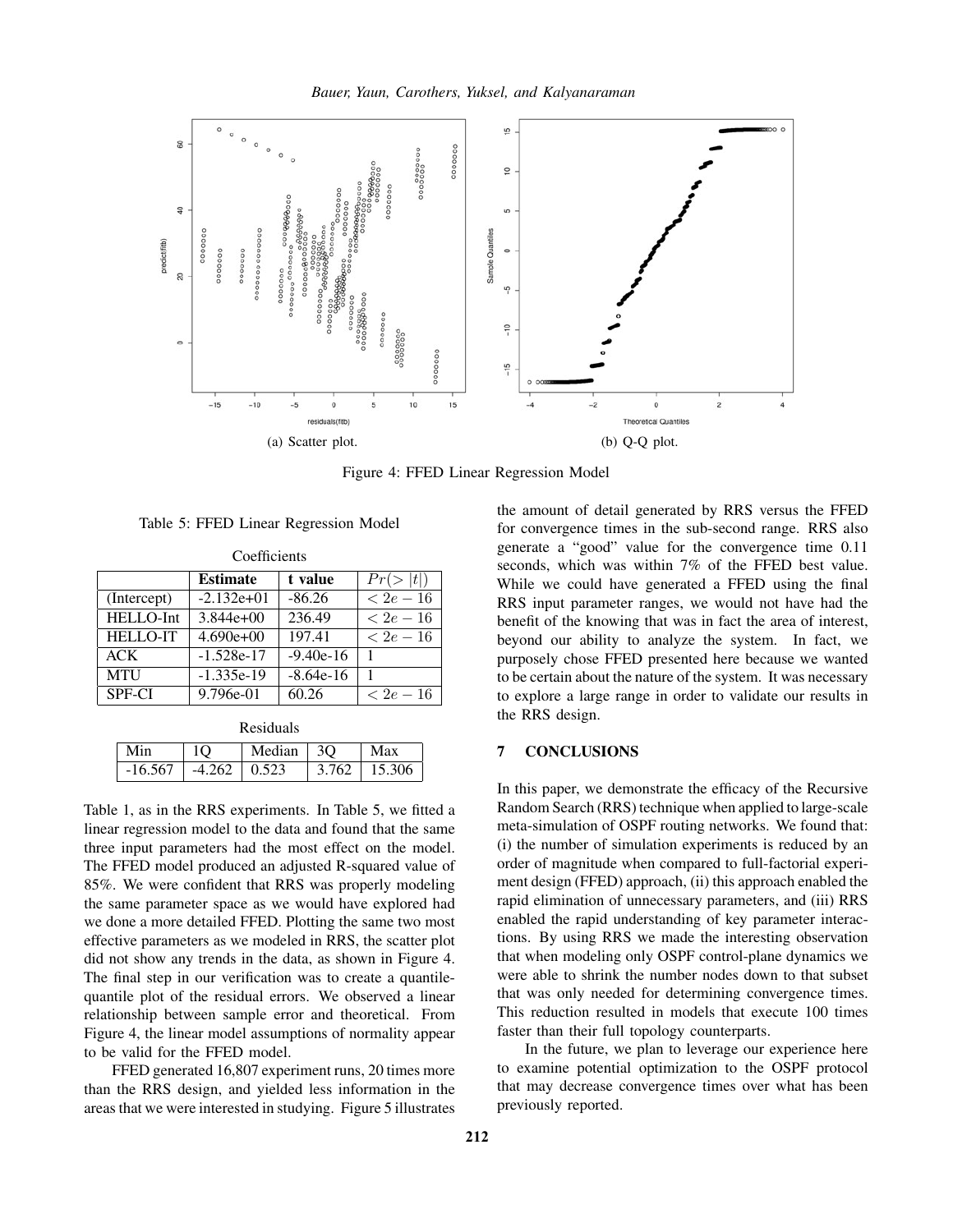(a) Scatter plot.

(b) Q-Q plot.

Figure 4: FFED Linear Regression Model

Table 5: FFED Linear Regression Model

Coefficients

| | **Estimate** | **t value** | $Pr(>\|t\|)$ |
|---|---|---|---|
| (Intercept) | -2.132e+01 | -86.26 | $< 2e-16$ |
| HELLO-Int | 3.844e+00 | 236.49 | $< 2e-16$ |
| HELLO-IT | 4.690e+00 | 197.41 | $< 2e-16$ |
| ACK | -1.528e-17 | -9.40e-16 | 1 |
| MTU | -1.335e-19 | -8.64e-16 | 1 |
| SPF-CI | 9.796e-01 | 60.26 | $< 2e-16$ |

Residuals

| Min | 1Q | Median | 3Q | Max |
|---|---|---|---|---|
| -16.567 | -4.262 | 0.523 | 3.762 | 15.306 |

Table 1, as in the RRS experiments. In Table 5, we fitted a linear regression model to the data and found that the same three input parameters had the most effect on the model. The FFED model produced an adjusted R-squared value of 85%. We were confident that RRS was properly modeling the same parameter space as we would have explored had we done a more detailed FFED. Plotting the same two most effective parameters as we modeled in RRS, the scatter plot did not show any trends in the data, as shown in Figure 4. The final step in our verification was to create a quantile-quantile plot of the residual errors. We observed a linear relationship between sample error and theoretical. From Figure 4, the linear model assumptions of normality appear to be valid for the FFED model.

FFED generated 16,807 experiment runs, 20 times more than the RRS design, and yielded less information in the areas that we were interested in studying. Figure 5 illustrates the amount of detail generated by RRS versus the FFED for convergence times in the sub-second range. RRS also generate a "good" value for the convergence time 0.11 seconds, which was within 7% of the FFED best value. While we could have generated a FFED using the final RRS input parameter ranges, we would not have had the benefit of the knowing that was in fact the area of interest, beyond our ability to analyze the system. In fact, we purposely chose FFED presented here because we wanted to be certain about the nature of the system. It was necessary to explore a large range in order to validate our results in the RRS design.

## 7 CONCLUSIONS

In this paper, we demonstrate the efficacy of the Recursive Random Search (RRS) technique when applied to large-scale meta-simulation of OSPF routing networks. We found that: (i) the number of simulation experiments is reduced by an order of magnitude when compared to full-factorial experiment design (FFED) approach, (ii) this approach enabled the rapid elimination of unnecessary parameters, and (iii) RRS enabled the rapid understanding of key parameter interactions. By using RRS we made the interesting observation that when modeling only OSPF control-plane dynamics we were able to shrink the number nodes down to that subset that was only needed for determining convergence times. This reduction resulted in models that execute 100 times faster than their full topology counterparts.

In the future, we plan to leverage our experience here to examine potential optimization to the OSPF protocol that may decrease convergence times over what has been previously reported.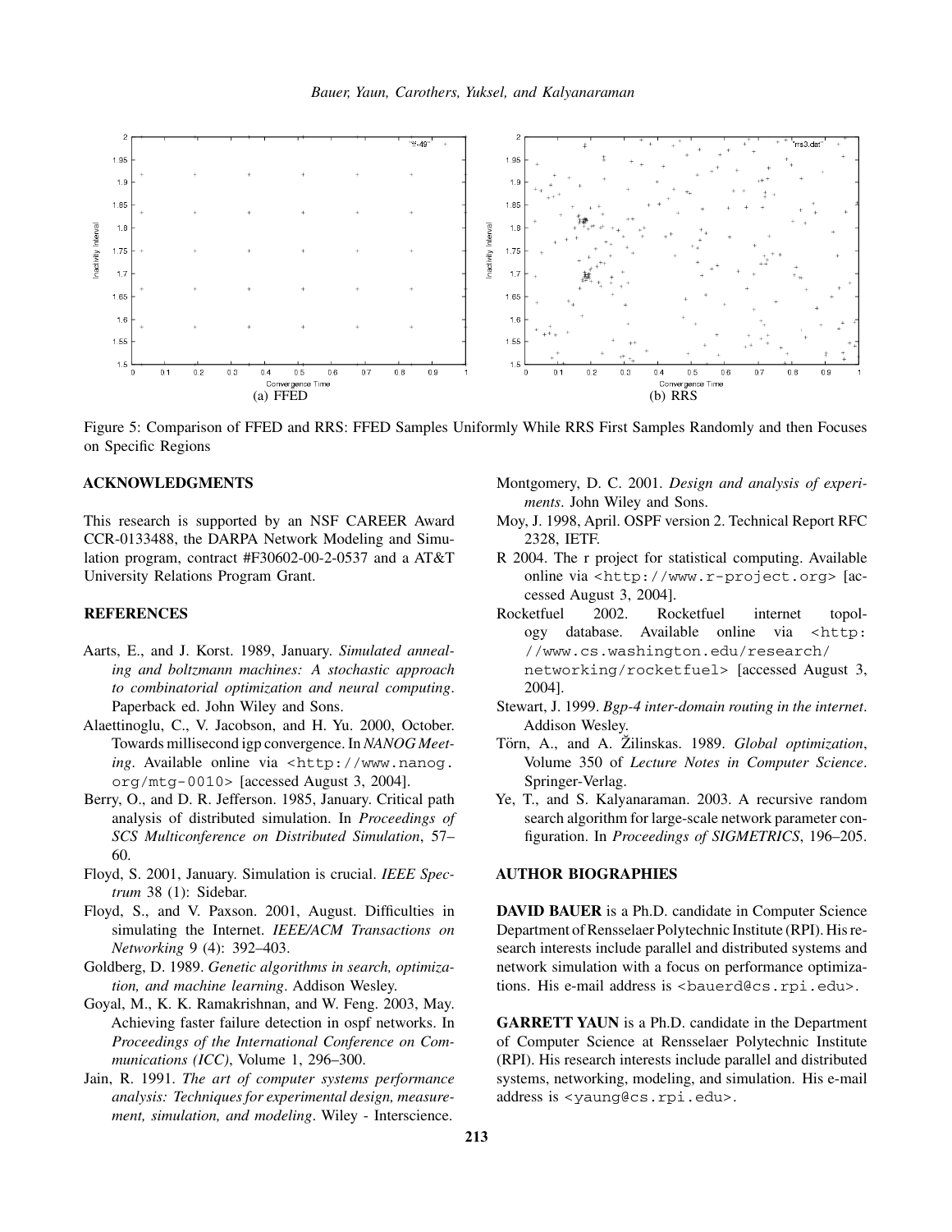(a) FFED

(b) RRS

Figure 5: Comparison of FFED and RRS: FFED Samples Uniformly While RRS First Samples Randomly and then Focuses on Specific Regions

## ACKNOWLEDGMENTS

This research is supported by an NSF CAREER Award CCR-0133488, the DARPA Network Modeling and Simulation program, contract #F30602-00-2-0537 and a AT&T University Relations Program Grant.

## REFERENCES

Aarts, E., and J. Korst. 1989, January. *Simulated annealing and boltzmann machines: A stochastic approach to combinatorial optimization and neural computing*. Paperback ed. John Wiley and Sons.

Alaettinoglu, C., V. Jacobson, and H. Yu. 2000, October. Towards millisecond igp convergence. In *NANOG Meeting*. Available online via <http://www.nanog.org/mtg-0010> [accessed August 3, 2004].

Berry, O., and D. R. Jefferson. 1985, January. Critical path analysis of distributed simulation. In *Proceedings of SCS Multiconference on Distributed Simulation*, 57–60.

Floyd, S. 2001, January. Simulation is crucial. *IEEE Spectrum* 38 (1): Sidebar.

Floyd, S., and V. Paxson. 2001, August. Difficulties in simulating the Internet. *IEEE/ACM Transactions on Networking* 9 (4): 392–403.

Goldberg, D. 1989. *Genetic algorithms in search, optimization, and machine learning*. Addison Wesley.

Goyal, M., K. K. Ramakrishnan, and W. Feng. 2003, May. Achieving faster failure detection in ospf networks. In *Proceedings of the International Conference on Communications (ICC)*, Volume 1, 296–300.

Jain, R. 1991. *The art of computer systems performance analysis: Techniques for experimental design, measurement, simulation, and modeling*. Wiley - Interscience.

Montgomery, D. C. 2001. *Design and analysis of experiments*. John Wiley and Sons.

Moy, J. 1998, April. OSPF version 2. Technical Report RFC 2328, IETF.

R 2004. The r project for statistical computing. Available online via <http://www.r-project.org> [accessed August 3, 2004].

Rocketfuel 2002. Rocketfuel internet topology database. Available online via <http://www.cs.washington.edu/research/networking/rocketfuel> [accessed August 3, 2004].

Stewart, J. 1999. *Bgp-4 inter-domain routing in the internet*. Addison Wesley.

Törn, A., and A. Žilinskas. 1989. *Global optimization*, Volume 350 of *Lecture Notes in Computer Science*. Springer-Verlag.

Ye, T., and S. Kalyanaraman. 2003. A recursive random search algorithm for large-scale network parameter configuration. In *Proceedings of SIGMETRICS*, 196–205.

## AUTHOR BIOGRAPHIES

**DAVID BAUER** is a Ph.D. candidate in Computer Science Department of Rensselaer Polytechnic Institute (RPI). His research interests include parallel and distributed systems and network simulation with a focus on performance optimizations. His e-mail address is <bauerd@cs.rpi.edu>.

**GARRETT YAUN** is a Ph.D. candidate in the Department of Computer Science at Rensselaer Polytechnic Institute (RPI). His research interests include parallel and distributed systems, networking, modeling, and simulation. His e-mail address is <yaung@cs.rpi.edu>.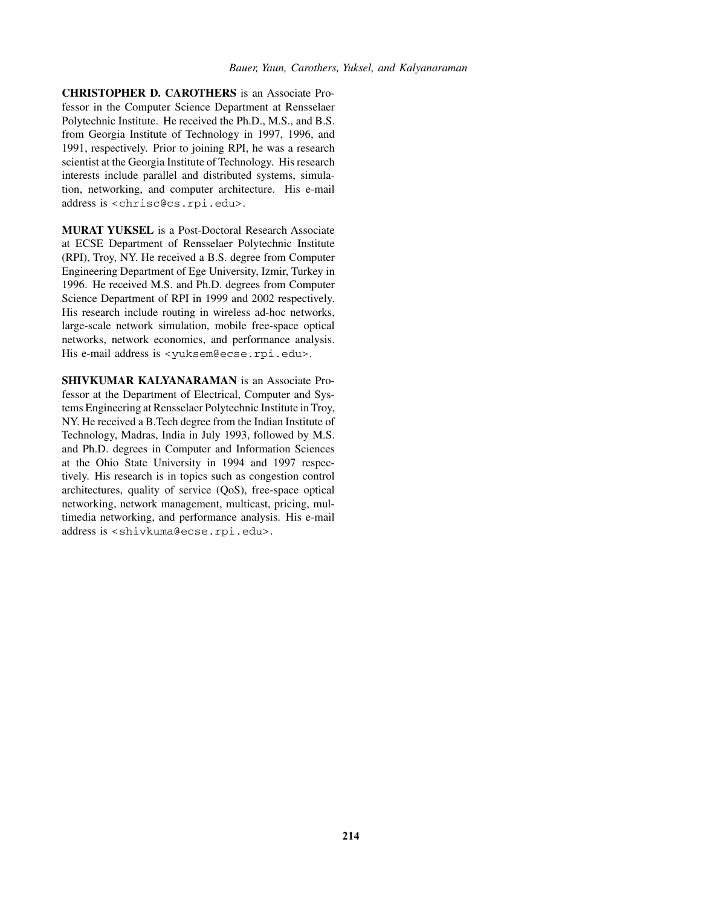**CHRISTOPHER D. CAROTHERS** is an Associate Professor in the Computer Science Department at Rensselaer Polytechnic Institute. He received the Ph.D., M.S., and B.S. from Georgia Institute of Technology in 1997, 1996, and 1991, respectively. Prior to joining RPI, he was a research scientist at the Georgia Institute of Technology. His research interests include parallel and distributed systems, simulation, networking, and computer architecture. His e-mail address is `<chrisc@cs.rpi.edu>`.

**MURAT YUKSEL** is a Post-Doctoral Research Associate at ECSE Department of Rensselaer Polytechnic Institute (RPI), Troy, NY. He received a B.S. degree from Computer Engineering Department of Ege University, Izmir, Turkey in 1996. He received M.S. and Ph.D. degrees from Computer Science Department of RPI in 1999 and 2002 respectively. His research include routing in wireless ad-hoc networks, large-scale network simulation, mobile free-space optical networks, network economics, and performance analysis. His e-mail address is `<yuksem@ecse.rpi.edu>`.

**SHIVKUMAR KALYANARAMAN** is an Associate Professor at the Department of Electrical, Computer and Systems Engineering at Rensselaer Polytechnic Institute in Troy, NY. He received a B.Tech degree from the Indian Institute of Technology, Madras, India in July 1993, followed by M.S. and Ph.D. degrees in Computer and Information Sciences at the Ohio State University in 1994 and 1997 respectively. His research is in topics such as congestion control architectures, quality of service (QoS), free-space optical networking, network management, multicast, pricing, multimedia networking, and performance analysis. His e-mail address is `<shivkuma@ecse.rpi.edu>`.